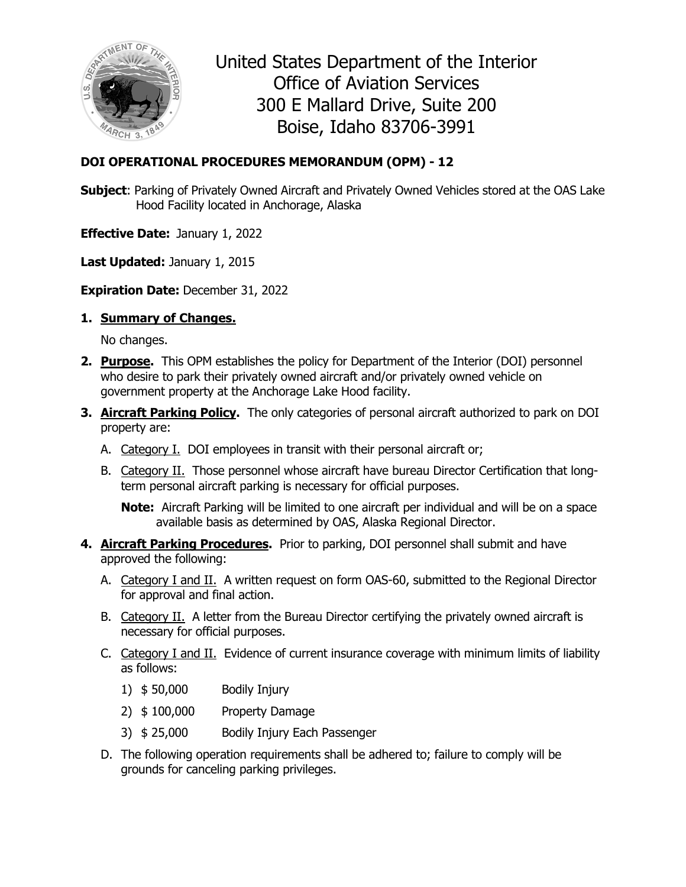United States Department of the Interior
Office of Aviation Services
300 E Mallard Drive, Suite 200
Boise, Idaho 83706-3991

**DOI OPERATIONAL PROCEDURES MEMORANDUM (OPM) - 12**

**Subject**: Parking of Privately Owned Aircraft and Privately Owned Vehicles stored at the OAS Lake Hood Facility located in Anchorage, Alaska

**Effective Date:** January 1, 2022

**Last Updated:** January 1, 2015

**Expiration Date:** December 31, 2022

1. **Summary of Changes.**

   No changes.

2. **Purpose.** This OPM establishes the policy for Department of the Interior (DOI) personnel who desire to park their privately owned aircraft and/or privately owned vehicle on government property at the Anchorage Lake Hood facility.

3. **Aircraft Parking Policy.** The only categories of personal aircraft authorized to park on DOI property are:

   A. Category I. DOI employees in transit with their personal aircraft or;

   B. Category II. Those personnel whose aircraft have bureau Director Certification that long-term personal aircraft parking is necessary for official purposes.

   **Note:** Aircraft Parking will be limited to one aircraft per individual and will be on a space available basis as determined by OAS, Alaska Regional Director.

4. **Aircraft Parking Procedures.** Prior to parking, DOI personnel shall submit and have approved the following:

   A. Category I and II. A written request on form OAS-60, submitted to the Regional Director for approval and final action.

   B. Category II. A letter from the Bureau Director certifying the privately owned aircraft is necessary for official purposes.

   C. Category I and II. Evidence of current insurance coverage with minimum limits of liability as follows:

      1) $ 50,000 Bodily Injury

      2) $ 100,000 Property Damage

      3) $ 25,000 Bodily Injury Each Passenger

   D. The following operation requirements shall be adhered to; failure to comply will be grounds for canceling parking privileges.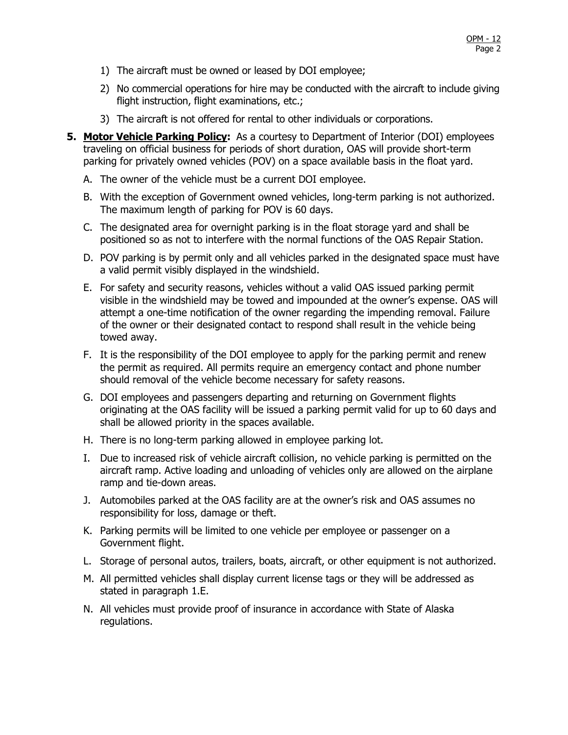1) The aircraft must be owned or leased by DOI employee;
2) No commercial operations for hire may be conducted with the aircraft to include giving flight instruction, flight examinations, etc.;
3) The aircraft is not offered for rental to other individuals or corporations.

**5. <u>Motor Vehicle Parking Policy</u>:** As a courtesy to Department of Interior (DOI) employees traveling on official business for periods of short duration, OAS will provide short-term parking for privately owned vehicles (POV) on a space available basis in the float yard.

A. The owner of the vehicle must be a current DOI employee.

B. With the exception of Government owned vehicles, long-term parking is not authorized. The maximum length of parking for POV is 60 days.

C. The designated area for overnight parking is in the float storage yard and shall be positioned so as not to interfere with the normal functions of the OAS Repair Station.

D. POV parking is by permit only and all vehicles parked in the designated space must have a valid permit visibly displayed in the windshield.

E. For safety and security reasons, vehicles without a valid OAS issued parking permit visible in the windshield may be towed and impounded at the owner's expense. OAS will attempt a one-time notification of the owner regarding the impending removal. Failure of the owner or their designated contact to respond shall result in the vehicle being towed away.

F. It is the responsibility of the DOI employee to apply for the parking permit and renew the permit as required. All permits require an emergency contact and phone number should removal of the vehicle become necessary for safety reasons.

G. DOI employees and passengers departing and returning on Government flights originating at the OAS facility will be issued a parking permit valid for up to 60 days and shall be allowed priority in the spaces available.

H. There is no long-term parking allowed in employee parking lot.

I. Due to increased risk of vehicle aircraft collision, no vehicle parking is permitted on the aircraft ramp. Active loading and unloading of vehicles only are allowed on the airplane ramp and tie-down areas.

J. Automobiles parked at the OAS facility are at the owner's risk and OAS assumes no responsibility for loss, damage or theft.

K. Parking permits will be limited to one vehicle per employee or passenger on a Government flight.

L. Storage of personal autos, trailers, boats, aircraft, or other equipment is not authorized.

M. All permitted vehicles shall display current license tags or they will be addressed as stated in paragraph 1.E.

N. All vehicles must provide proof of insurance in accordance with State of Alaska regulations.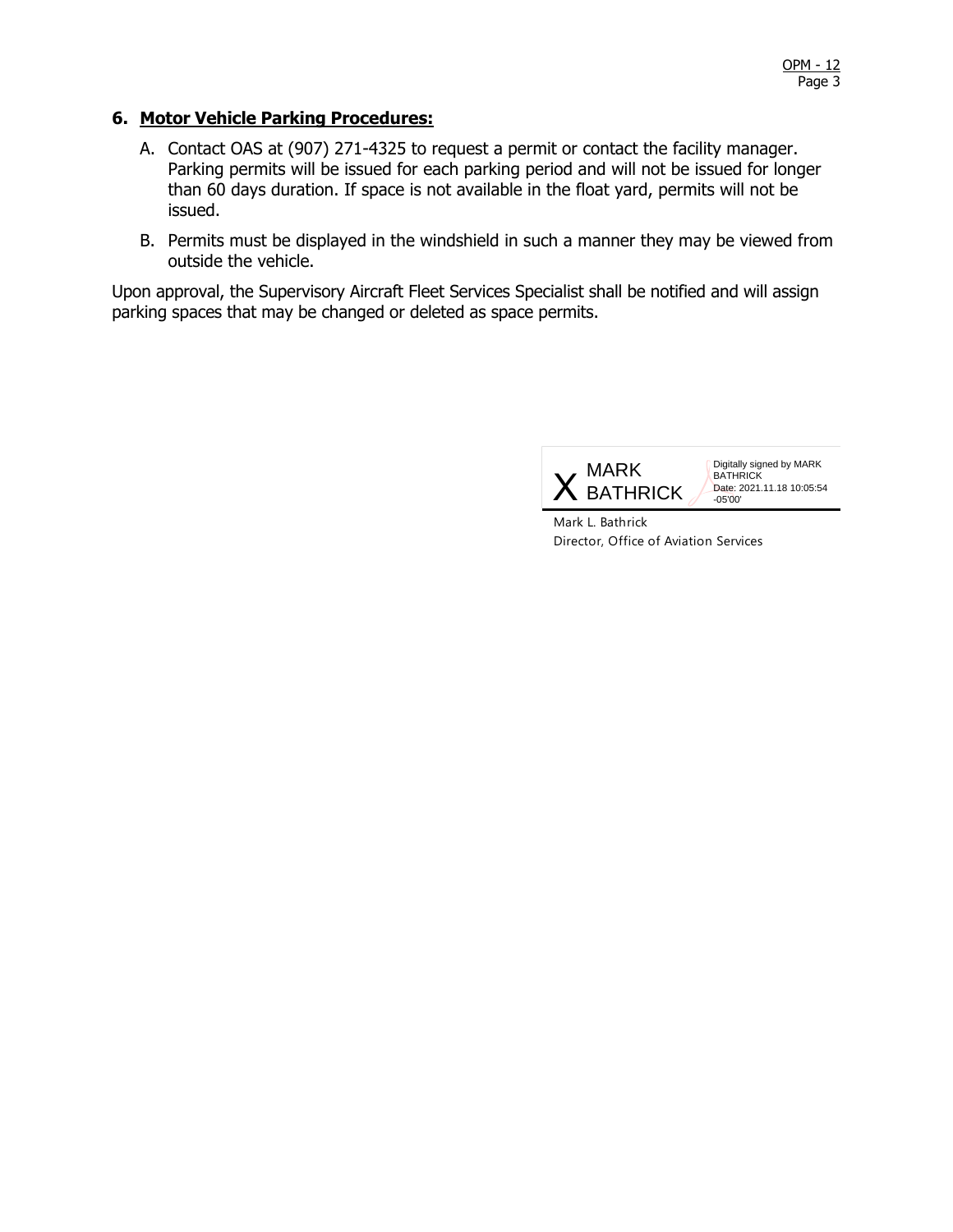## 6. **Motor Vehicle Parking Procedures:**

A. Contact OAS at (907) 271-4325 to request a permit or contact the facility manager. Parking permits will be issued for each parking period and will not be issued for longer than 60 days duration. If space is not available in the float yard, permits will not be issued.

B. Permits must be displayed in the windshield in such a manner they may be viewed from outside the vehicle.

Upon approval, the Supervisory Aircraft Fleet Services Specialist shall be notified and will assign parking spaces that may be changed or deleted as space permits.

X MARK BATHRICK

Digitally signed by MARK BATHRICK
Date: 2021.11.18 10:05:54 -05'00'

Mark L. Bathrick
Director, Office of Aviation Services